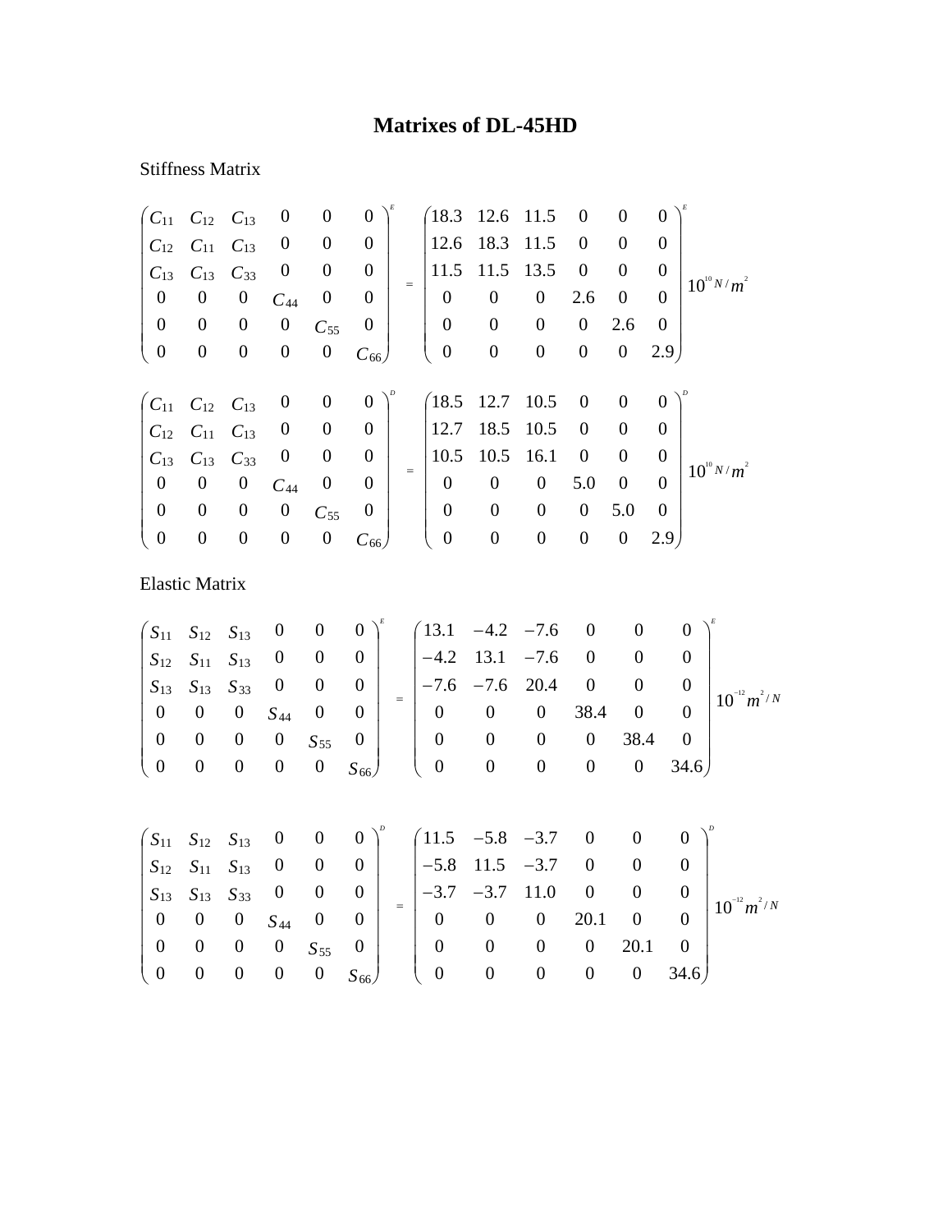# Matrixes of DL-45HD

Stiffness Matrix

$$
\begin{pmatrix}
C_{11} & C_{12} & C_{13} & 0 & 0 & 0 \\
C_{12} & C_{11} & C_{13} & 0 & 0 & 0 \\
C_{13} & C_{13} & C_{33} & 0 & 0 & 0 \\
0 & 0 & 0 & C_{44} & 0 & 0 \\
0 & 0 & 0 & 0 & C_{55} & 0 \\
0 & 0 & 0 & 0 & 0 & C_{66}
\end{pmatrix}^{E}
=
\begin{pmatrix}
18.3 & 12.6 & 11.5 & 0 & 0 & 0 \\
12.6 & 18.3 & 11.5 & 0 & 0 & 0 \\
11.5 & 11.5 & 13.5 & 0 & 0 & 0 \\
0 & 0 & 0 & 2.6 & 0 & 0 \\
0 & 0 & 0 & 0 & 2.6 & 0 \\
0 & 0 & 0 & 0 & 0 & 2.9
\end{pmatrix}^{E}
10^{10} N/m^{2}
$$

$$
\begin{pmatrix}
C_{11} & C_{12} & C_{13} & 0 & 0 & 0 \\
C_{12} & C_{11} & C_{13} & 0 & 0 & 0 \\
C_{13} & C_{13} & C_{33} & 0 & 0 & 0 \\
0 & 0 & 0 & C_{44} & 0 & 0 \\
0 & 0 & 0 & 0 & C_{55} & 0 \\
0 & 0 & 0 & 0 & 0 & C_{66}
\end{pmatrix}^{D}
=
\begin{pmatrix}
18.5 & 12.7 & 10.5 & 0 & 0 & 0 \\
12.7 & 18.5 & 10.5 & 0 & 0 & 0 \\
10.5 & 10.5 & 16.1 & 0 & 0 & 0 \\
0 & 0 & 0 & 5.0 & 0 & 0 \\
0 & 0 & 0 & 0 & 5.0 & 0 \\
0 & 0 & 0 & 0 & 0 & 2.9
\end{pmatrix}^{D}
10^{10} N/m^{2}
$$

Elastic Matrix

$$
\begin{pmatrix}
S_{11} & S_{12} & S_{13} & 0 & 0 & 0 \\
S_{12} & S_{11} & S_{13} & 0 & 0 & 0 \\
S_{13} & S_{13} & S_{33} & 0 & 0 & 0 \\
0 & 0 & 0 & S_{44} & 0 & 0 \\
0 & 0 & 0 & 0 & S_{55} & 0 \\
0 & 0 & 0 & 0 & 0 & S_{66}
\end{pmatrix}^{E}
=
\begin{pmatrix}
13.1 & -4.2 & -7.6 & 0 & 0 & 0 \\
-4.2 & 13.1 & -7.6 & 0 & 0 & 0 \\
-7.6 & -7.6 & 20.4 & 0 & 0 & 0 \\
0 & 0 & 0 & 38.4 & 0 & 0 \\
0 & 0 & 0 & 0 & 38.4 & 0 \\
0 & 0 & 0 & 0 & 0 & 34.6
\end{pmatrix}^{E}
10^{-12} m^{2}/N
$$

$$
\begin{pmatrix}
S_{11} & S_{12} & S_{13} & 0 & 0 & 0 \\
S_{12} & S_{11} & S_{13} & 0 & 0 & 0 \\
S_{13} & S_{13} & S_{33} & 0 & 0 & 0 \\
0 & 0 & 0 & S_{44} & 0 & 0 \\
0 & 0 & 0 & 0 & S_{55} & 0 \\
0 & 0 & 0 & 0 & 0 & S_{66}
\end{pmatrix}^{D}
=
\begin{pmatrix}
11.5 & -5.8 & -3.7 & 0 & 0 & 0 \\
-5.8 & 11.5 & -3.7 & 0 & 0 & 0 \\
-3.7 & -3.7 & 11.0 & 0 & 0 & 0 \\
0 & 0 & 0 & 20.1 & 0 & 0 \\
0 & 0 & 0 & 0 & 20.1 & 0 \\
0 & 0 & 0 & 0 & 0 & 34.6
\end{pmatrix}^{D}
10^{-12} m^{2}/N
$$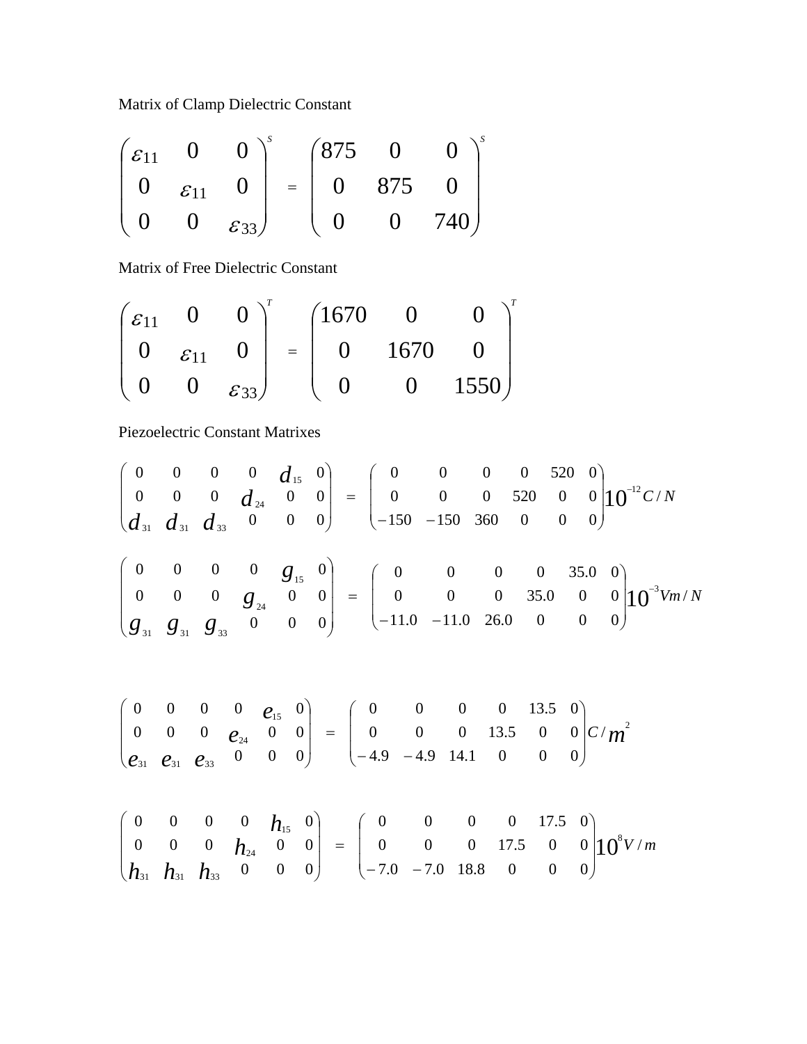Matrix of Clamp Dielectric Constant

$$\begin{pmatrix} \varepsilon_{11} & 0 & 0 \\ 0 & \varepsilon_{11} & 0 \\ 0 & 0 & \varepsilon_{33} \end{pmatrix}^S = \begin{pmatrix} 875 & 0 & 0 \\ 0 & 875 & 0 \\ 0 & 0 & 740 \end{pmatrix}^S$$

Matrix of Free Dielectric Constant

$$\begin{pmatrix} \varepsilon_{11} & 0 & 0 \\ 0 & \varepsilon_{11} & 0 \\ 0 & 0 & \varepsilon_{33} \end{pmatrix}^T = \begin{pmatrix} 1670 & 0 & 0 \\ 0 & 1670 & 0 \\ 0 & 0 & 1550 \end{pmatrix}^T$$

Piezoelectric Constant Matrixes

$$\begin{pmatrix} 0 & 0 & 0 & 0 & d_{15} & 0 \\ 0 & 0 & 0 & d_{24} & 0 & 0 \\ d_{31} & d_{31} & d_{33} & 0 & 0 & 0 \end{pmatrix} = \begin{pmatrix} 0 & 0 & 0 & 0 & 520 & 0 \\ 0 & 0 & 0 & 520 & 0 & 0 \\ -150 & -150 & 360 & 0 & 0 & 0 \end{pmatrix} 10^{-12}\, C/N$$

$$\begin{pmatrix} 0 & 0 & 0 & 0 & g_{15} & 0 \\ 0 & 0 & 0 & g_{24} & 0 & 0 \\ g_{31} & g_{31} & g_{33} & 0 & 0 & 0 \end{pmatrix} = \begin{pmatrix} 0 & 0 & 0 & 0 & 35.0 & 0 \\ 0 & 0 & 0 & 35.0 & 0 & 0 \\ -11.0 & -11.0 & 26.0 & 0 & 0 & 0 \end{pmatrix} 10^{-3}\, Vm/N$$

$$\begin{pmatrix} 0 & 0 & 0 & 0 & e_{15} & 0 \\ 0 & 0 & 0 & e_{24} & 0 & 0 \\ e_{31} & e_{31} & e_{33} & 0 & 0 & 0 \end{pmatrix} = \begin{pmatrix} 0 & 0 & 0 & 0 & 13.5 & 0 \\ 0 & 0 & 0 & 13.5 & 0 & 0 \\ -4.9 & -4.9 & 14.1 & 0 & 0 & 0 \end{pmatrix} C/m^2$$

$$\begin{pmatrix} 0 & 0 & 0 & 0 & h_{15} & 0 \\ 0 & 0 & 0 & h_{24} & 0 & 0 \\ h_{31} & h_{31} & h_{33} & 0 & 0 & 0 \end{pmatrix} = \begin{pmatrix} 0 & 0 & 0 & 0 & 17.5 & 0 \\ 0 & 0 & 0 & 17.5 & 0 & 0 \\ -7.0 & -7.0 & 18.8 & 0 & 0 & 0 \end{pmatrix} 10^{8}\, V/m$$